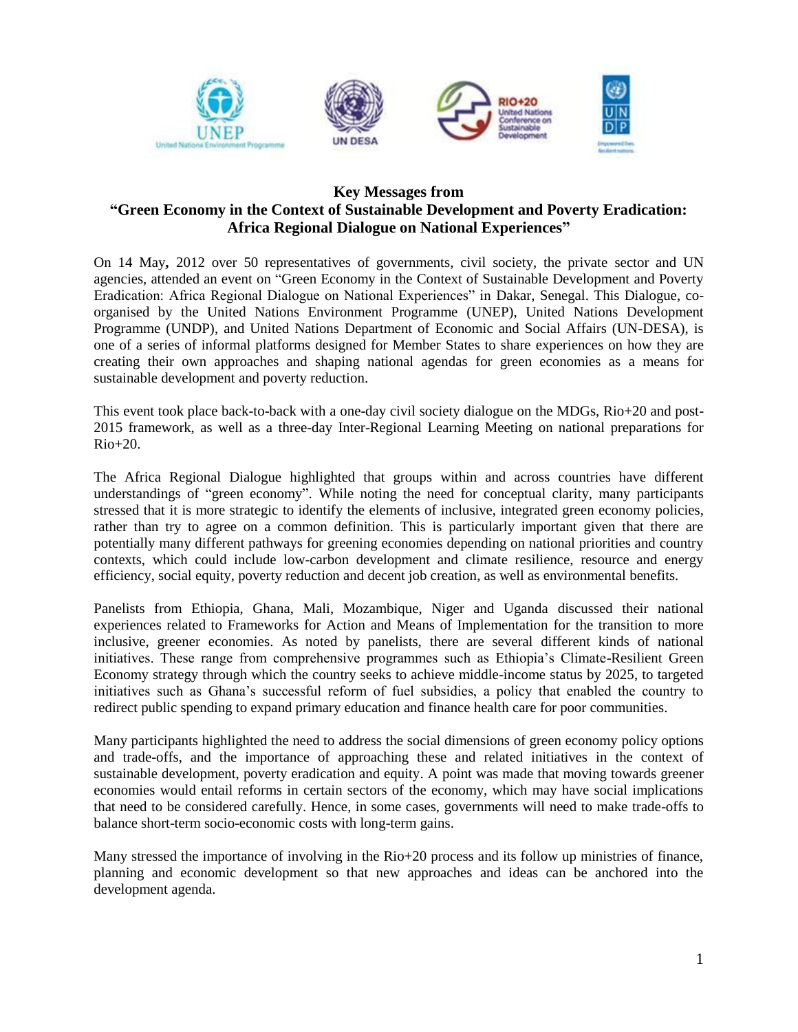# Key Messages from "Green Economy in the Context of Sustainable Development and Poverty Eradication: Africa Regional Dialogue on National Experiences"

On 14 May**,** 2012 over 50 representatives of governments, civil society, the private sector and UN agencies, attended an event on "Green Economy in the Context of Sustainable Development and Poverty Eradication: Africa Regional Dialogue on National Experiences" in Dakar, Senegal. This Dialogue, co-organised by the United Nations Environment Programme (UNEP), United Nations Development Programme (UNDP), and United Nations Department of Economic and Social Affairs (UN-DESA), is one of a series of informal platforms designed for Member States to share experiences on how they are creating their own approaches and shaping national agendas for green economies as a means for sustainable development and poverty reduction.

This event took place back-to-back with a one-day civil society dialogue on the MDGs, Rio+20 and post-2015 framework, as well as a three-day Inter-Regional Learning Meeting on national preparations for Rio+20.

The Africa Regional Dialogue highlighted that groups within and across countries have different understandings of "green economy". While noting the need for conceptual clarity, many participants stressed that it is more strategic to identify the elements of inclusive, integrated green economy policies, rather than try to agree on a common definition. This is particularly important given that there are potentially many different pathways for greening economies depending on national priorities and country contexts, which could include low-carbon development and climate resilience, resource and energy efficiency, social equity, poverty reduction and decent job creation, as well as environmental benefits.

Panelists from Ethiopia, Ghana, Mali, Mozambique, Niger and Uganda discussed their national experiences related to Frameworks for Action and Means of Implementation for the transition to more inclusive, greener economies. As noted by panelists, there are several different kinds of national initiatives. These range from comprehensive programmes such as Ethiopia's Climate-Resilient Green Economy strategy through which the country seeks to achieve middle-income status by 2025, to targeted initiatives such as Ghana's successful reform of fuel subsidies, a policy that enabled the country to redirect public spending to expand primary education and finance health care for poor communities.

Many participants highlighted the need to address the social dimensions of green economy policy options and trade-offs, and the importance of approaching these and related initiatives in the context of sustainable development, poverty eradication and equity. A point was made that moving towards greener economies would entail reforms in certain sectors of the economy, which may have social implications that need to be considered carefully. Hence, in some cases, governments will need to make trade-offs to balance short-term socio-economic costs with long-term gains.

Many stressed the importance of involving in the Rio+20 process and its follow up ministries of finance, planning and economic development so that new approaches and ideas can be anchored into the development agenda.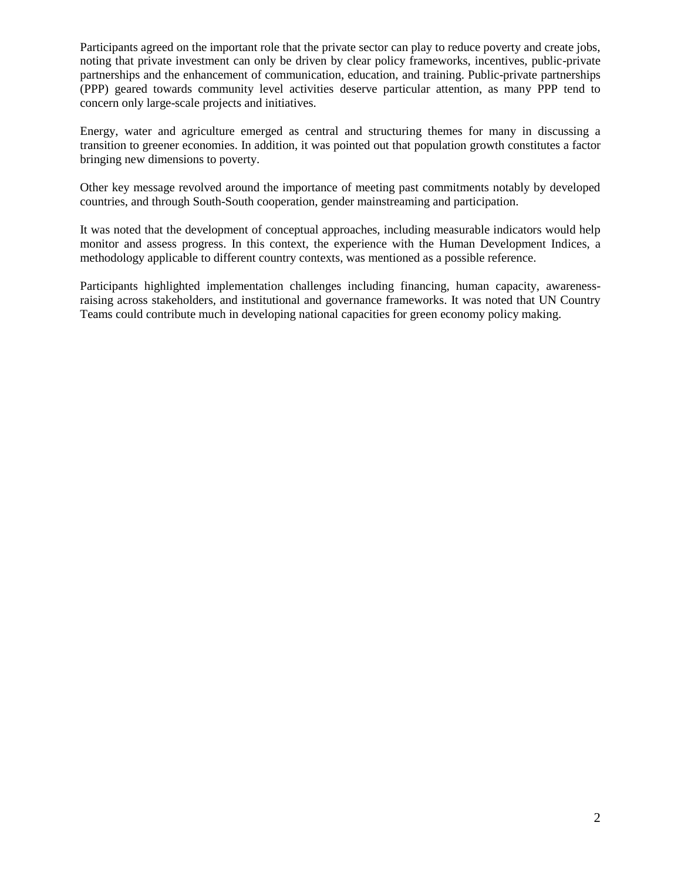Participants agreed on the important role that the private sector can play to reduce poverty and create jobs, noting that private investment can only be driven by clear policy frameworks, incentives, public-private partnerships and the enhancement of communication, education, and training. Public-private partnerships (PPP) geared towards community level activities deserve particular attention, as many PPP tend to concern only large-scale projects and initiatives.

Energy, water and agriculture emerged as central and structuring themes for many in discussing a transition to greener economies. In addition, it was pointed out that population growth constitutes a factor bringing new dimensions to poverty.

Other key message revolved around the importance of meeting past commitments notably by developed countries, and through South-South cooperation, gender mainstreaming and participation.

It was noted that the development of conceptual approaches, including measurable indicators would help monitor and assess progress. In this context, the experience with the Human Development Indices, a methodology applicable to different country contexts, was mentioned as a possible reference.

Participants highlighted implementation challenges including financing, human capacity, awareness-raising across stakeholders, and institutional and governance frameworks. It was noted that UN Country Teams could contribute much in developing national capacities for green economy policy making.